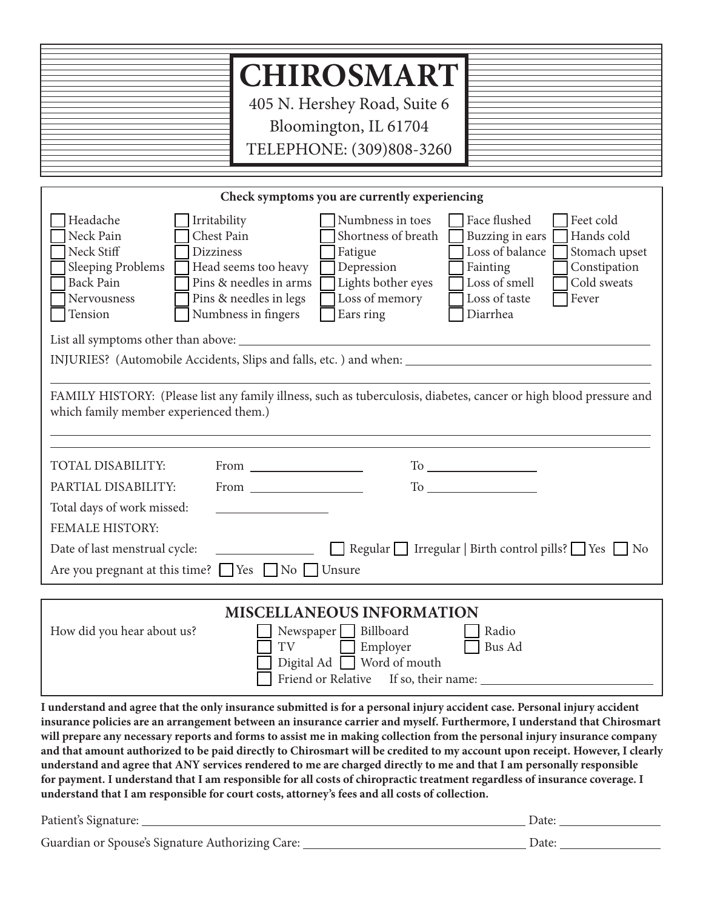# CHIROSMART

405 N. Hershey Road, Suite 6
Bloomington, IL 61704
TELEPHONE: (309)808-3260

**Check symptoms you are currently experiencing**

| | | | | |
|---|---|---|---|---|
| ☐ Headache | ☐ Irritability | ☐ Numbness in toes | ☐ Face flushed | ☐ Feet cold |
| ☐ Neck Pain | ☐ Chest Pain | ☐ Shortness of breath | ☐ Buzzing in ears | ☐ Hands cold |
| ☐ Neck Stiff | ☐ Dizziness | ☐ Fatigue | ☐ Loss of balance | ☐ Stomach upset |
| ☐ Sleeping Problems | ☐ Head seems too heavy | ☐ Depression | ☐ Fainting | ☐ Constipation |
| ☐ Back Pain | ☐ Pins & needles in arms | ☐ Lights bother eyes | ☐ Loss of smell | ☐ Cold sweats |
| ☐ Nervousness | ☐ Pins & needles in legs | ☐ Loss of memory | ☐ Loss of taste | ☐ Fever |
| ☐ Tension | ☐ Numbness in fingers | ☐ Ears ring | ☐ Diarrhea | |

List all symptoms other than above: ____________________

INJURIES? (Automobile Accidents, Slips and falls, etc. ) and when: ____________________

____________________

FAMILY HISTORY: (Please list any family illness, such as tuberculosis, diabetes, cancer or high blood pressure and which family member experienced them.)

____________________

____________________

TOTAL DISABILITY: From ____________ To ____________

PARTIAL DISABILITY: From ____________ To ____________

Total days of work missed: ____________

FEMALE HISTORY:

Date of last menstrual cycle: ____________ ☐ Regular ☐ Irregular | Birth control pills? ☐ Yes ☐ No

Are you pregnant at this time? ☐ Yes ☐ No ☐ Unsure

## MISCELLANEOUS INFORMATION

How did you hear about us?

☐ Newspaper ☐ Billboard ☐ Radio
☐ TV ☐ Employer ☐ Bus Ad
☐ Digital Ad ☐ Word of mouth
☐ Friend or Relative If so, their name: ____________________

**I understand and agree that the only insurance submitted is for a personal injury accident case. Personal injury accident insurance policies are an arrangement between an insurance carrier and myself. Furthermore, I understand that Chirosmart will prepare any necessary reports and forms to assist me in making collection from the personal injury insurance company and that amount authorized to be paid directly to Chirosmart will be credited to my account upon receipt. However, I clearly understand and agree that ANY services rendered to me are charged directly to me and that I am personally responsible for payment. I understand that I am responsible for all costs of chiropractic treatment regardless of insurance coverage. I understand that I am responsible for court costs, attorney's fees and all costs of collection.**

Patient's Signature: ____________________ Date: ____________

Guardian or Spouse's Signature Authorizing Care: ____________________ Date: ____________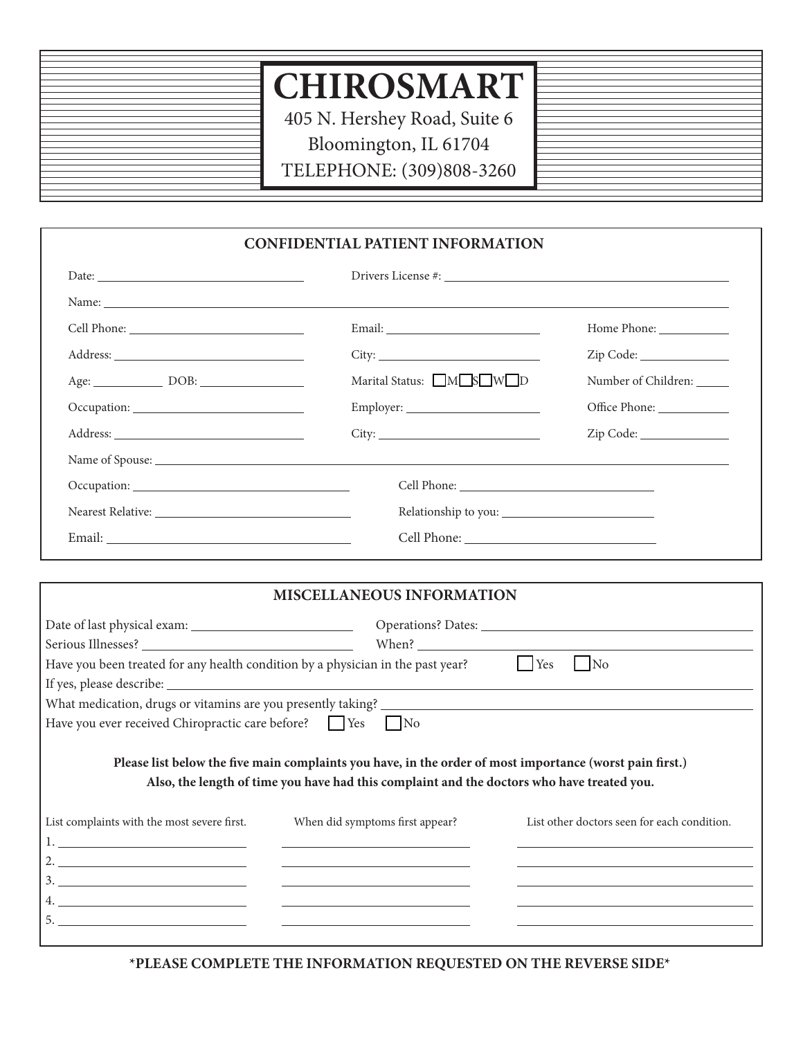# CHIROSMART

405 N. Hershey Road, Suite 6
Bloomington, IL 61704
TELEPHONE: (309)808-3260

## CONFIDENTIAL PATIENT INFORMATION

Date: ____________________ Drivers License #: ____________________

Name: ____________________

Cell Phone: ____________________ Email: ____________________ Home Phone: ____________________

Address: ____________________ City: ____________________ Zip Code: ____________________

Age: __________ DOB: __________ Marital Status: ☐M ☐S ☐W ☐D Number of Children: ______

Occupation: ____________________ Employer: ____________________ Office Phone: ____________________

Address: ____________________ City: ____________________ Zip Code: ____________________

Name of Spouse: ____________________

Occupation: ____________________ Cell Phone: ____________________

Nearest Relative: ____________________ Relationship to you: ____________________

Email: ____________________ Cell Phone: ____________________

## MISCELLANEOUS INFORMATION

Date of last physical exam: ____________________ Operations? Dates: ____________________

Serious Illnesses? ____________________ When? ____________________

Have you been treated for any health condition by a physician in the past year? ☐ Yes ☐ No

If yes, please describe: ____________________

What medication, drugs or vitamins are you presently taking? ____________________

Have you ever received Chiropractic care before? ☐ Yes ☐ No

**Please list below the five main complaints you have, in the order of most importance (worst pain first.) Also, the length of time you have had this complaint and the doctors who have treated you.**

| List complaints with the most severe first. | When did symptoms first appear? | List other doctors seen for each condition. |
|---|---|---|
| 1. | | |
| 2. | | |
| 3. | | |
| 4. | | |
| 5. | | |

**\*PLEASE COMPLETE THE INFORMATION REQUESTED ON THE REVERSE SIDE\***